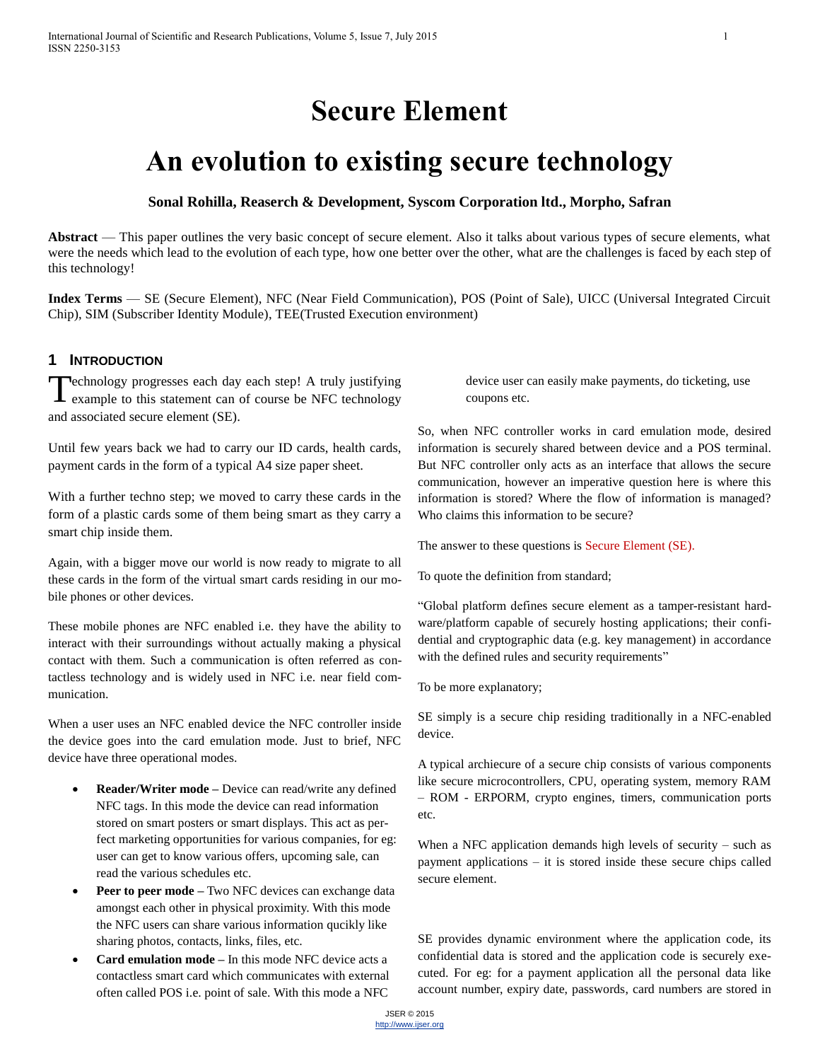# Secure Element

# An evolution to existing secure technology

**Sonal Rohilla, Reaserch & Development, Syscom Corporation ltd., Morpho, Safran**

**Abstract** — This paper outlines the very basic concept of secure element. Also it talks about various types of secure elements, what were the needs which lead to the evolution of each type, how one better over the other, what are the challenges is faced by each step of this technology!

**Index Terms** — SE (Secure Element), NFC (Near Field Communication), POS (Point of Sale), UICC (Universal Integrated Circuit Chip), SIM (Subscriber Identity Module), TEE(Trusted Execution environment)

## 1 Introduction

Technology progresses each day each step! A truly justifying example to this statement can of course be NFC technology and associated secure element (SE).

Until few years back we had to carry our ID cards, health cards, payment cards in the form of a typical A4 size paper sheet.

With a further techno step; we moved to carry these cards in the form of a plastic cards some of them being smart as they carry a smart chip inside them.

Again, with a bigger move our world is now ready to migrate to all these cards in the form of the virtual smart cards residing in our mobile phones or other devices.

These mobile phones are NFC enabled i.e. they have the ability to interact with their surroundings without actually making a physical contact with them. Such a communication is often referred as contactless technology and is widely used in NFC i.e. near field communication.

When a user uses an NFC enabled device the NFC controller inside the device goes into the card emulation mode. Just to brief, NFC device have three operational modes.

- **Reader/Writer mode –** Device can read/write any defined NFC tags. In this mode the device can read information stored on smart posters or smart displays. This act as perfect marketing opportunities for various companies, for eg: user can get to know various offers, upcoming sale, can read the various schedules etc.
- **Peer to peer mode –** Two NFC devices can exchange data amongst each other in physical proximity. With this mode the NFC users can share various information qucikly like sharing photos, contacts, links, files, etc.
- **Card emulation mode –** In this mode NFC device acts a contactless smart card which communicates with external often called POS i.e. point of sale. With this mode a NFC device user can easily make payments, do ticketing, use coupons etc.

So, when NFC controller works in card emulation mode, desired information is securely shared between device and a POS terminal. But NFC controller only acts as an interface that allows the secure communication, however an imperative question here is where this information is stored? Where the flow of information is managed? Who claims this information to be secure?

The answer to these questions is Secure Element (SE).

To quote the definition from standard;

"Global platform defines secure element as a tamper-resistant hardware/platform capable of securely hosting applications; their confidential and cryptographic data (e.g. key management) in accordance with the defined rules and security requirements"

To be more explanatory;

SE simply is a secure chip residing traditionally in a NFC-enabled device.

A typical archiecure of a secure chip consists of various components like secure microcontrollers, CPU, operating system, memory RAM – ROM - ERPORM, crypto engines, timers, communication ports etc.

When a NFC application demands high levels of security – such as payment applications – it is stored inside these secure chips called secure element.

SE provides dynamic environment where the application code, its confidential data is stored and the application code is securely executed. For eg: for a payment application all the personal data like account number, expiry date, passwords, card numbers are stored in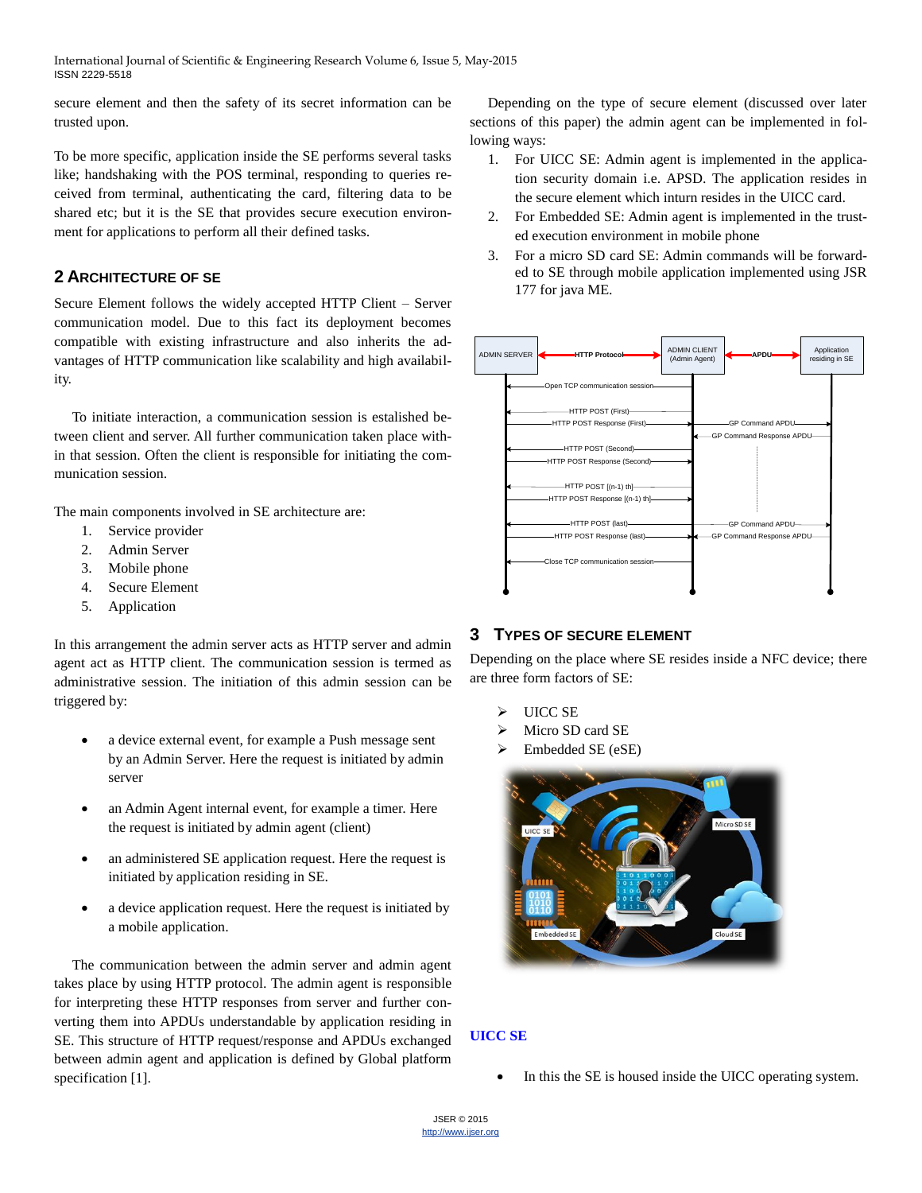secure element and then the safety of its secret information can be trusted upon.

To be more specific, application inside the SE performs several tasks like; handshaking with the POS terminal, responding to queries received from terminal, authenticating the card, filtering data to be shared etc; but it is the SE that provides secure execution environment for applications to perform all their defined tasks.

## 2 Architecture of SE

Secure Element follows the widely accepted HTTP Client – Server communication model. Due to this fact its deployment becomes compatible with existing infrastructure and also inherits the advantages of HTTP communication like scalability and high availability.

To initiate interaction, a communication session is estalished between client and server. All further communication taken place within that session. Often the client is responsible for initiating the communication session.

The main components involved in SE architecture are:

1. Service provider
2. Admin Server
3. Mobile phone
4. Secure Element
5. Application

In this arrangement the admin server acts as HTTP server and admin agent act as HTTP client. The communication session is termed as administrative session. The initiation of this admin session can be triggered by:

- a device external event, for example a Push message sent by an Admin Server. Here the request is initiated by admin server
- an Admin Agent internal event, for example a timer. Here the request is initiated by admin agent (client)
- an administered SE application request. Here the request is initiated by application residing in SE.
- a device application request. Here the request is initiated by a mobile application.

The communication between the admin server and admin agent takes place by using HTTP protocol. The admin agent is responsible for interpreting these HTTP responses from server and further converting them into APDUs understandable by application residing in SE. This structure of HTTP request/response and APDUs exchanged between admin agent and application is defined by Global platform specification [1].

Depending on the type of secure element (discussed over later sections of this paper) the admin agent can be implemented in following ways:

1. For UICC SE: Admin agent is implemented in the application security domain i.e. APSD. The application resides in the secure element which inturn resides in the UICC card.
2. For Embedded SE: Admin agent is implemented in the trusted execution environment in mobile phone
3. For a micro SD card SE: Admin commands will be forwarded to SE through mobile application implemented using JSR 177 for java ME.

## 3 Types of Secure Element

Depending on the place where SE resides inside a NFC device; there are three form factors of SE:

- UICC SE
- Micro SD card SE
- Embedded SE (eSE)

### UICC SE

- In this the SE is housed inside the UICC operating system.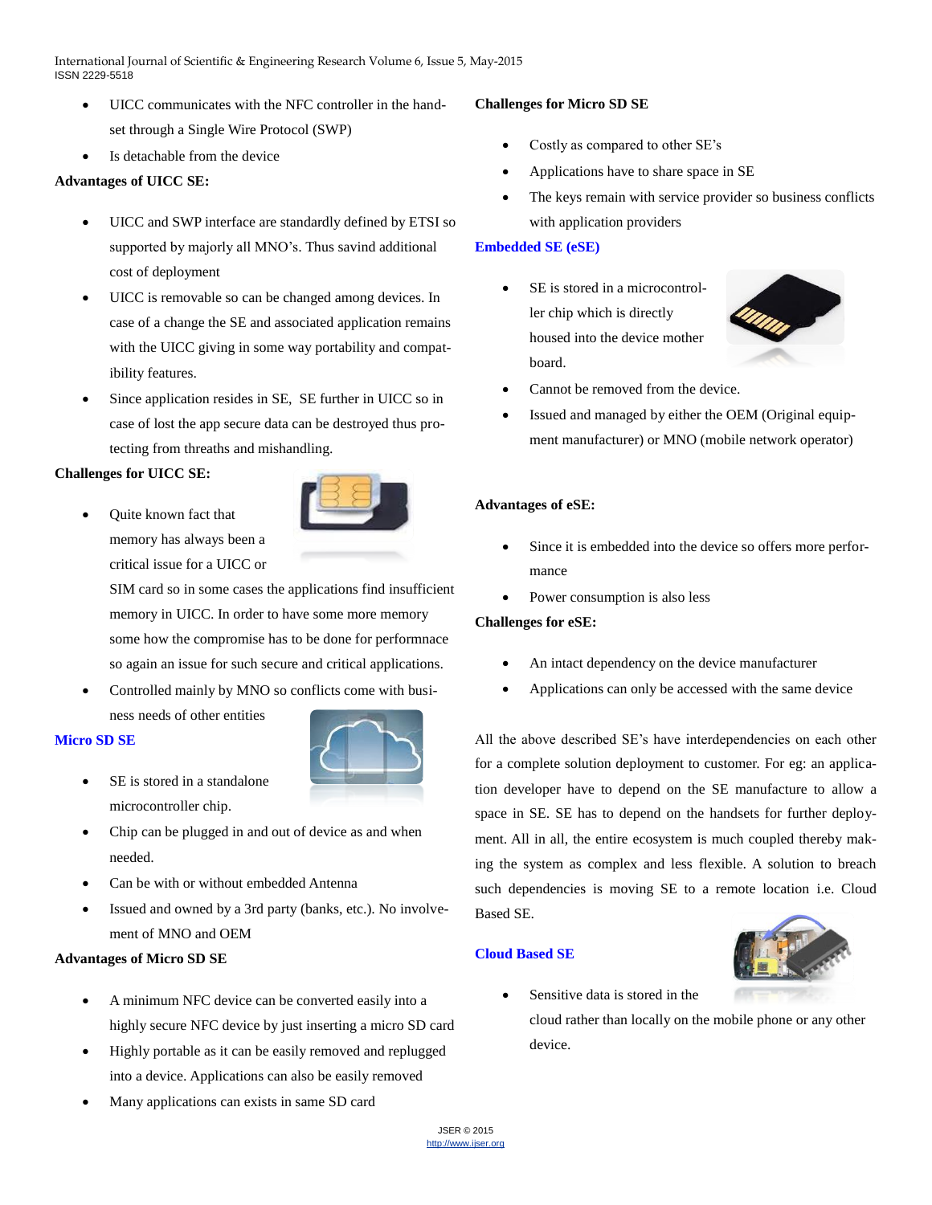- UICC communicates with the NFC controller in the hand-set through a Single Wire Protocol (SWP)
- Is detachable from the device

**Advantages of UICC SE:**

- UICC and SWP interface are standardly defined by ETSI so supported by majorly all MNO's. Thus savind additional cost of deployment
- UICC is removable so can be changed among devices. In case of a change the SE and associated application remains with the UICC giving in some way portability and compatibility features.
- Since application resides in SE, SE further in UICC so in case of lost the app secure data can be destroyed thus protecting from threaths and mishandling.

**Challenges for UICC SE:**

- Quite known fact that memory has always been a critical issue for a UICC or SIM card so in some cases the applications find insufficient memory in UICC. In order to have some more memory some how the compromise has to be done for performnace so again an issue for such secure and critical applications.
- Controlled mainly by MNO so conflicts come with business needs of other entities

### Micro SD SE

- SE is stored in a standalone microcontroller chip.
- Chip can be plugged in and out of device as and when needed.
- Can be with or without embedded Antenna
- Issued and owned by a 3rd party (banks, etc.). No involvement of MNO and OEM

**Advantages of Micro SD SE**

- A minimum NFC device can be converted easily into a highly secure NFC device by just inserting a micro SD card
- Highly portable as it can be easily removed and replugged into a device. Applications can also be easily removed
- Many applications can exists in same SD card

**Challenges for Micro SD SE**

- Costly as compared to other SE's
- Applications have to share space in SE
- The keys remain with service provider so business conflicts with application providers

### Embedded SE (eSE)

- SE is stored in a microcontroller chip which is directly housed into the device mother board.
- Cannot be removed from the device.
- Issued and managed by either the OEM (Original equipment manufacturer) or MNO (mobile network operator)

**Advantages of eSE:**

- Since it is embedded into the device so offers more performance
- Power consumption is also less

**Challenges for eSE:**

- An intact dependency on the device manufacturer
- Applications can only be accessed with the same device

All the above described SE's have interdependencies on each other for a complete solution deployment to customer. For eg: an application developer have to depend on the SE manufacture to allow a space in SE. SE has to depend on the handsets for further deployment. All in all, the entire ecosystem is much coupled thereby making the system as complex and less flexible. A solution to breach such dependencies is moving SE to a remote location i.e. Cloud Based SE.

### Cloud Based SE

- Sensitive data is stored in the cloud rather than locally on the mobile phone or any other device.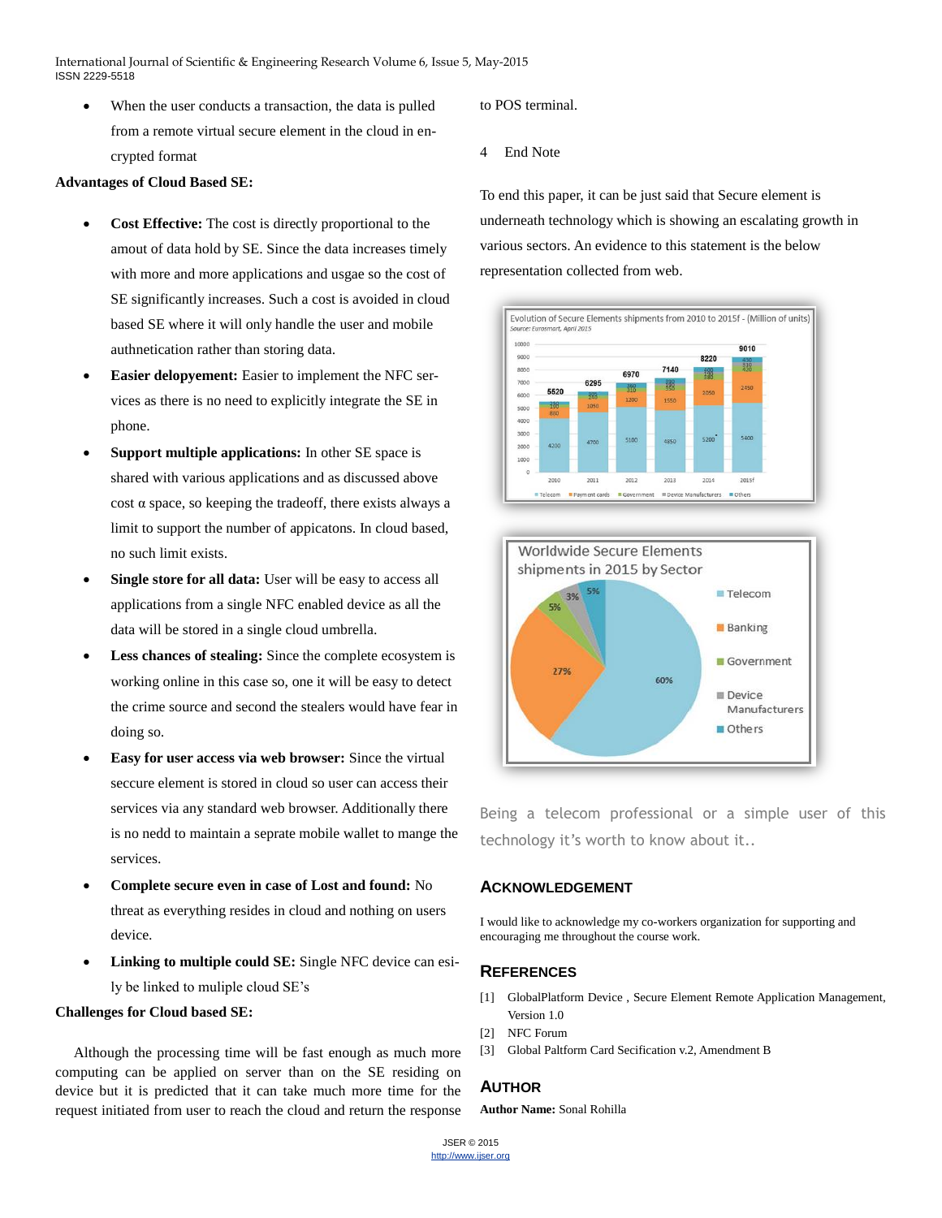- When the user conducts a transaction, the data is pulled from a remote virtual secure element in the cloud in encrypted format

**Advantages of Cloud Based SE:**

- **Cost Effective:** The cost is directly proportional to the amout of data hold by SE. Since the data increases timely with more and more applications and usgae so the cost of SE significantly increases. Such a cost is avoided in cloud based SE where it will only handle the user and mobile authnetication rather than storing data.
- **Easier delopyement:** Easier to implement the NFC services as there is no need to explicitly integrate the SE in phone.
- **Support multiple applications:** In other SE space is shared with various applications and as discussed above cost α space, so keeping the tradeoff, there exists always a limit to support the number of appicatons. In cloud based, no such limit exists.
- **Single store for all data:** User will be easy to access all applications from a single NFC enabled device as all the data will be stored in a single cloud umbrella.
- **Less chances of stealing:** Since the complete ecosystem is working online in this case so, one it will be easy to detect the crime source and second the stealers would have fear in doing so.
- **Easy for user access via web browser:** Since the virtual seccure element is stored in cloud so user can access their services via any standard web browser. Additionally there is no nedd to maintain a seprate mobile wallet to mange the services.
- **Complete secure even in case of Lost and found:** No threat as everything resides in cloud and nothing on users device.
- **Linking to multiple could SE:** Single NFC device can esiily be linked to muliple cloud SE's

**Challenges for Cloud based SE:**

Although the processing time will be fast enough as much more computing can be applied on server than on the SE residing on device but it is predicted that it can take much more time for the request initiated from user to reach the cloud and return the response to POS terminal.

## 4 End Note

To end this paper, it can be just said that Secure element is underneath technology which is showing an escalating growth in various sectors. An evidence to this statement is the below representation collected from web.

Being a telecom professional or a simple user of this technology it's worth to know about it..

## Acknowledgement

I would like to acknowledge my co-workers organization for supporting and encouraging me throughout the course work.

## References

[1] GlobalPlatform Device , Secure Element Remote Application Management, Version 1.0

[2] NFC Forum

[3] Global Paltform Card Secification v.2, Amendment B

## Author

**Author Name:** Sonal Rohilla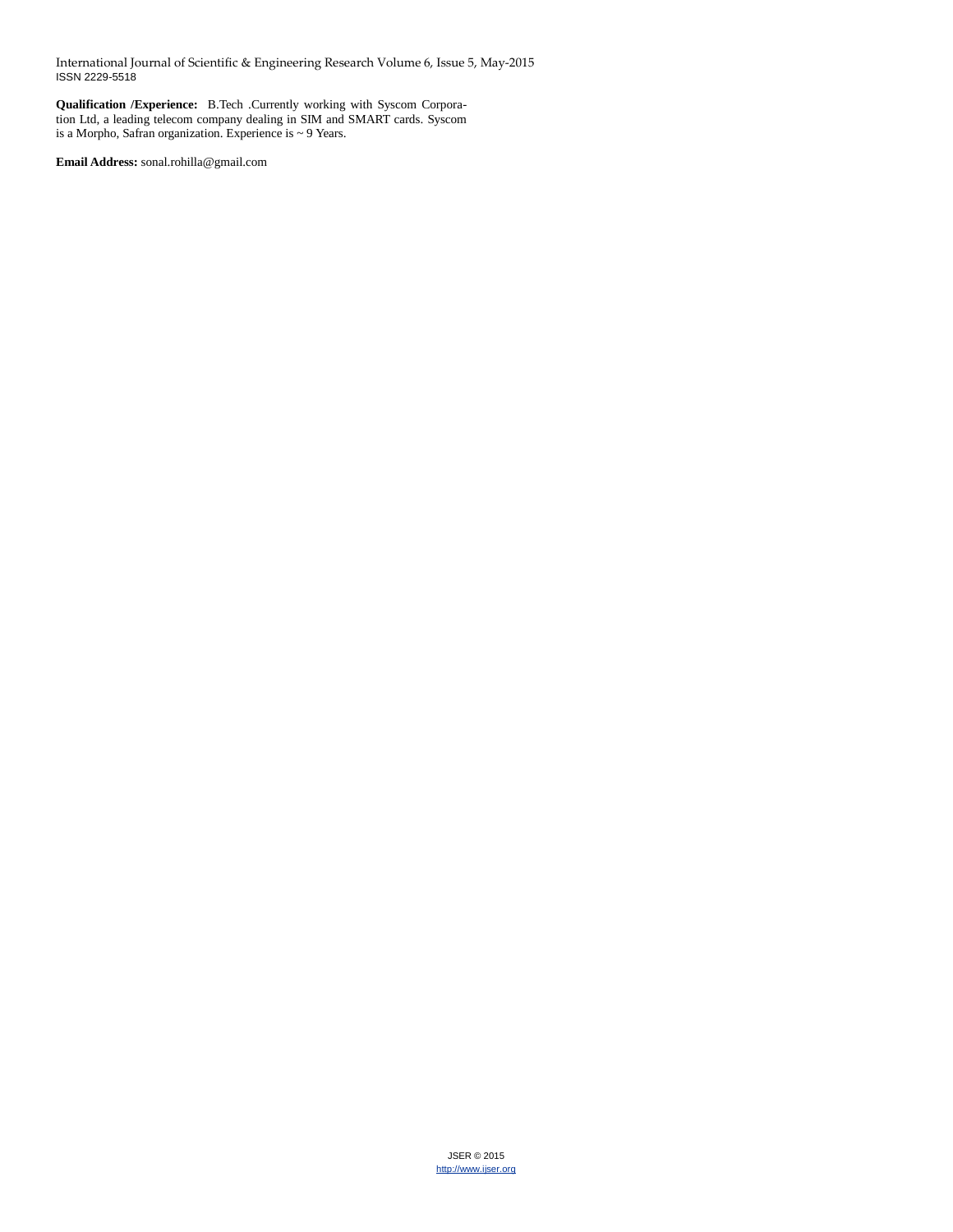**Qualification /Experience:** B.Tech .Currently working with Syscom Corporation Ltd, a leading telecom company dealing in SIM and SMART cards. Syscom is a Morpho, Safran organization. Experience is ~ 9 Years.

**Email Address:** sonal.rohilla@gmail.com